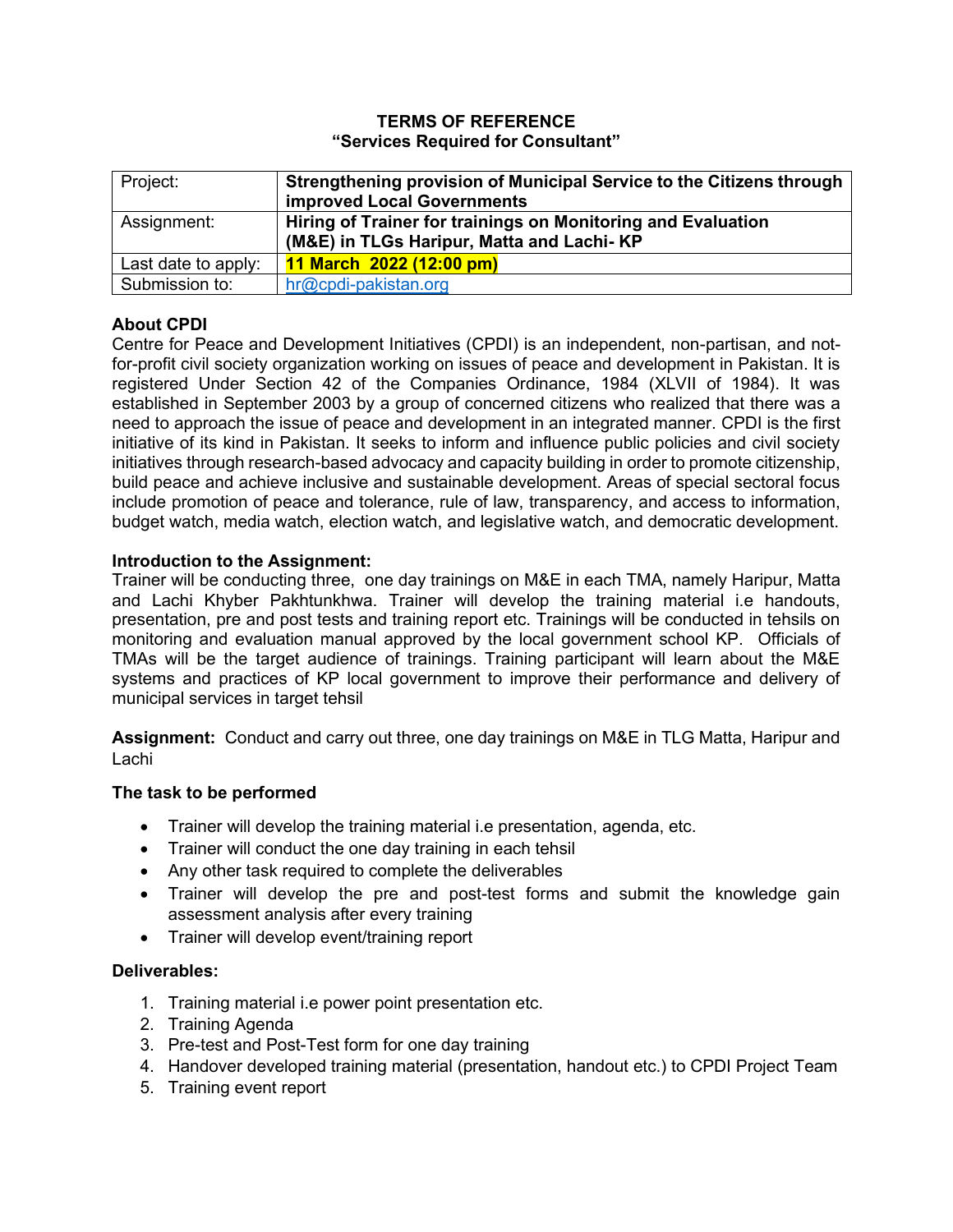**TERMS OF REFERENCE**
**"Services Required for Consultant"**

| | |
|---|---|
| Project: | **Strengthening provision of Municipal Service to the Citizens through improved Local Governments** |
| Assignment: | **Hiring of Trainer for trainings on Monitoring and Evaluation (M&E) in TLGs Haripur, Matta and Lachi- KP** |
| Last date to apply: | **11 March 2022 (12:00 pm)** |
| Submission to: | hr@cpdi-pakistan.org |

**About CPDI**

Centre for Peace and Development Initiatives (CPDI) is an independent, non-partisan, and not-for-profit civil society organization working on issues of peace and development in Pakistan. It is registered Under Section 42 of the Companies Ordinance, 1984 (XLVII of 1984). It was established in September 2003 by a group of concerned citizens who realized that there was a need to approach the issue of peace and development in an integrated manner. CPDI is the first initiative of its kind in Pakistan. It seeks to inform and influence public policies and civil society initiatives through research-based advocacy and capacity building in order to promote citizenship, build peace and achieve inclusive and sustainable development. Areas of special sectoral focus include promotion of peace and tolerance, rule of law, transparency, and access to information, budget watch, media watch, election watch, and legislative watch, and democratic development.

**Introduction to the Assignment:**

Trainer will be conducting three, one day trainings on M&E in each TMA, namely Haripur, Matta and Lachi Khyber Pakhtunkhwa. Trainer will develop the training material i.e handouts, presentation, pre and post tests and training report etc. Trainings will be conducted in tehsils on monitoring and evaluation manual approved by the local government school KP. Officials of TMAs will be the target audience of trainings. Training participant will learn about the M&E systems and practices of KP local government to improve their performance and delivery of municipal services in target tehsil

**Assignment:** Conduct and carry out three, one day trainings on M&E in TLG Matta, Haripur and Lachi

**The task to be performed**

- Trainer will develop the training material i.e presentation, agenda, etc.
- Trainer will conduct the one day training in each tehsil
- Any other task required to complete the deliverables
- Trainer will develop the pre and post-test forms and submit the knowledge gain assessment analysis after every training
- Trainer will develop event/training report

**Deliverables:**

1. Training material i.e power point presentation etc.
2. Training Agenda
3. Pre-test and Post-Test form for one day training
4. Handover developed training material (presentation, handout etc.) to CPDI Project Team
5. Training event report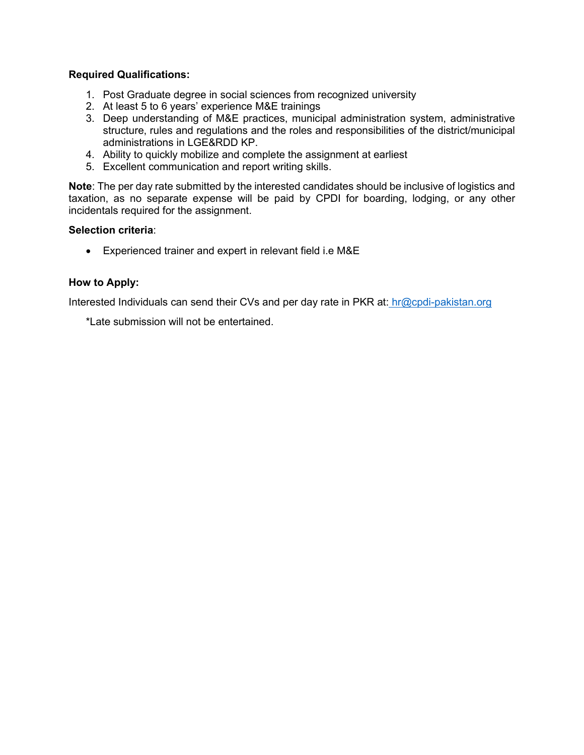**Required Qualifications:**

1. Post Graduate degree in social sciences from recognized university
2. At least 5 to 6 years' experience M&E trainings
3. Deep understanding of M&E practices, municipal administration system, administrative structure, rules and regulations and the roles and responsibilities of the district/municipal administrations in LGE&RDD KP.
4. Ability to quickly mobilize and complete the assignment at earliest
5. Excellent communication and report writing skills.

**Note**: The per day rate submitted by the interested candidates should be inclusive of logistics and taxation, as no separate expense will be paid by CPDI for boarding, lodging, or any other incidentals required for the assignment.

**Selection criteria**:

- Experienced trainer and expert in relevant field i.e M&E

**How to Apply:**

Interested Individuals can send their CVs and per day rate in PKR at: hr@cpdi-pakistan.org

*Late submission will not be entertained.